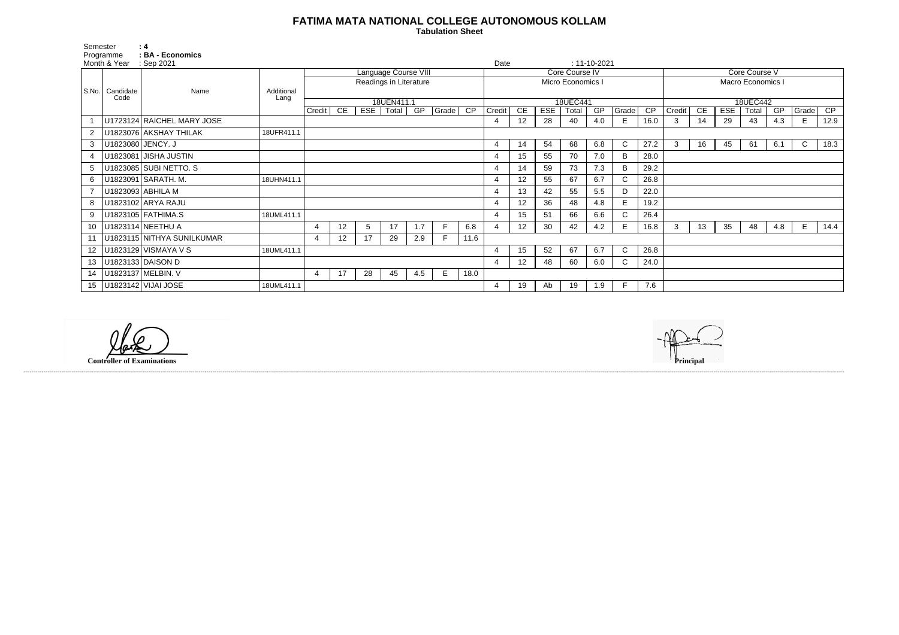# FATIMA MATA NATIONAL COLLEGE AUTONOMOUS KOLLAM

**Tabulation Sheet**

Semester : 4
Programme : BA - Economics
Month & Year : Sep 2021
Date : 11-10-2021

| S.No. | Candidate Code | Name | Additional Lang | Language Course VIII | | | | | | | Core Course IV | | | | | | | Core Course V | | | | | | |
|---|---|---|---|---|---|---|---|---|---|---|---|---|---|---|---|---|---|---|---|---|---|---|---|---|
| | | | | Readings in Literature | | | | | | | Micro Economics I | | | | | | | Macro Economics I | | | | | | |
| | | | | 18UEN411.1 | | | | | | | 18UEC441 | | | | | | | 18UEC442 | | | | | | |
| | | | | Credit | CE | ESE | Total | GP | Grade | CP | Credit | CE | ESE | Total | GP | Grade | CP | Credit | CE | ESE | Total | GP | Grade | CP |
| 1 | U1723124 | RAICHEL MARY JOSE | | | | | | | | | 4 | 12 | 28 | 40 | 4.0 | E | 16.0 | 3 | 14 | 29 | 43 | 4.3 | E | 12.9 |
| 2 | U1823076 | AKSHAY THILAK | 18UFR411.1 | | | | | | | | | | | | | | | | | | | | | |
| 3 | U1823080 | JENCY. J | | | | | | | | | 4 | 14 | 54 | 68 | 6.8 | C | 27.2 | 3 | 16 | 45 | 61 | 6.1 | C | 18.3 |
| 4 | U1823081 | JISHA JUSTIN | | | | | | | | | 4 | 15 | 55 | 70 | 7.0 | B | 28.0 | | | | | | | |
| 5 | U1823085 | SUBI NETTO. S | | | | | | | | | 4 | 14 | 59 | 73 | 7.3 | B | 29.2 | | | | | | | |
| 6 | U1823091 | SARATH. M. | 18UHN411.1 | | | | | | | | 4 | 12 | 55 | 67 | 6.7 | C | 26.8 | | | | | | | |
| 7 | U1823093 | ABHILA M | | | | | | | | | 4 | 13 | 42 | 55 | 5.5 | D | 22.0 | | | | | | | |
| 8 | U1823102 | ARYA RAJU | | | | | | | | | 4 | 12 | 36 | 48 | 4.8 | E | 19.2 | | | | | | | |
| 9 | U1823105 | FATHIMA.S | 18UML411.1 | | | | | | | | 4 | 15 | 51 | 66 | 6.6 | C | 26.4 | | | | | | | |
| 10 | U1823114 | NEETHU A | | 4 | 12 | 5 | 17 | 1.7 | F | 6.8 | 4 | 12 | 30 | 42 | 4.2 | E | 16.8 | 3 | 13 | 35 | 48 | 4.8 | E | 14.4 |
| 11 | U1823115 | NITHYA SUNILKUMAR | | 4 | 12 | 17 | 29 | 2.9 | F | 11.6 | | | | | | | | | | | | | | |
| 12 | U1823129 | VISMAYA V S | 18UML411.1 | | | | | | | | 4 | 15 | 52 | 67 | 6.7 | C | 26.8 | | | | | | | |
| 13 | U1823133 | DAISON D | | | | | | | | | 4 | 12 | 48 | 60 | 6.0 | C | 24.0 | | | | | | | |
| 14 | U1823137 | MELBIN. V | | 4 | 17 | 28 | 45 | 4.5 | E | 18.0 | | | | | | | | | | | | | | |
| 15 | U1823142 | VIJAI JOSE | 18UML411.1 | | | | | | | | 4 | 19 | Ab | 19 | 1.9 | F | 7.6 | | | | | | | |

**Controller of Examinations**

**Principal**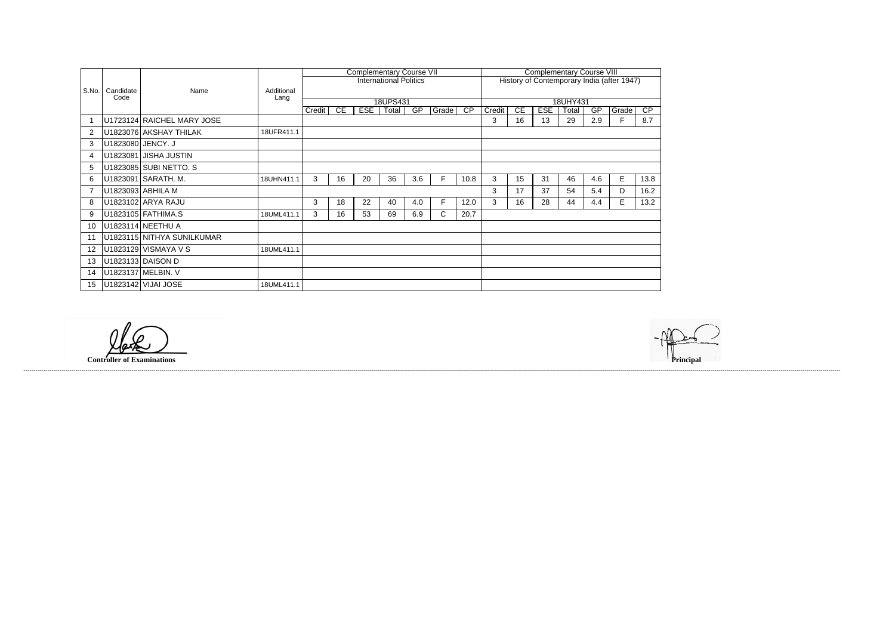| S.No. | Candidate Code | Name | Additional Lang | Complementary Course VII International Politics 18UPS431 | | | | | | | Complementary Course VIII History of Contemporary India (after 1947) 18UHY431 | | | | | | |
|---|---|---|---|---|---|---|---|---|---|---|---|---|---|---|---|---|---|
| | | | | Credit | CE | ESE | Total | GP | Grade | CP | Credit | CE | ESE | Total | GP | Grade | CP |
| 1 | U1723124 | RAICHEL MARY JOSE | | | | | | | | | 3 | 16 | 13 | 29 | 2.9 | F | 8.7 |
| 2 | U1823076 | AKSHAY THILAK | 18UFR411.1 | | | | | | | | | | | | | | |
| 3 | U1823080 | JENCY. J | | | | | | | | | | | | | | | |
| 4 | U1823081 | JISHA JUSTIN | | | | | | | | | | | | | | | |
| 5 | U1823085 | SUBI NETTO. S | | | | | | | | | | | | | | | |
| 6 | U1823091 | SARATH. M. | 18UHN411.1 | 3 | 16 | 20 | 36 | 3.6 | F | 10.8 | 3 | 15 | 31 | 46 | 4.6 | E | 13.8 |
| 7 | U1823093 | ABHILA M | | | | | | | | | 3 | 17 | 37 | 54 | 5.4 | D | 16.2 |
| 8 | U1823102 | ARYA RAJU | | 3 | 18 | 22 | 40 | 4.0 | F | 12.0 | 3 | 16 | 28 | 44 | 4.4 | E | 13.2 |
| 9 | U1823105 | FATHIMA.S | 18UML411.1 | 3 | 16 | 53 | 69 | 6.9 | C | 20.7 | | | | | | | |
| 10 | U1823114 | NEETHU A | | | | | | | | | | | | | | | |
| 11 | U1823115 | NITHYA SUNILKUMAR | | | | | | | | | | | | | | | |
| 12 | U1823129 | VISMAYA V S | 18UML411.1 | | | | | | | | | | | | | | |
| 13 | U1823133 | DAISON D | | | | | | | | | | | | | | | |
| 14 | U1823137 | MELBIN. V | | | | | | | | | | | | | | | |
| 15 | U1823142 | VIJAI JOSE | 18UML411.1 | | | | | | | | | | | | | | |

**Controller of Examinations** **Principal**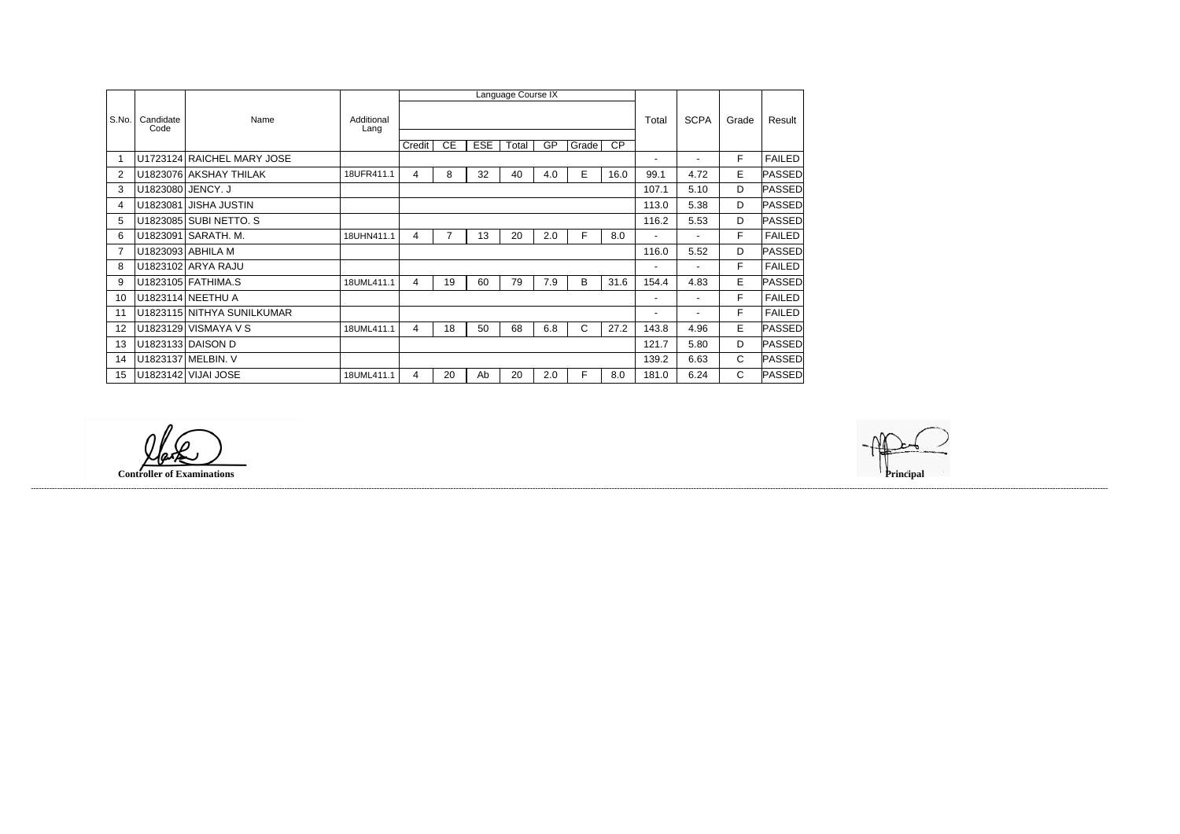| S.No. | Candidate Code | Name | Additional Lang | Language Course IX | | | | | | | Total | SCPA | Grade | Result |
|---|---|---|---|---|---|---|---|---|---|---|---|---|---|---|
| | | | | Credit | CE | ESE | Total | GP | Grade | CP | | | | |
| 1 | U1723124 | RAICHEL MARY JOSE | | | | | | | | | - | - | F | FAILED |
| 2 | U1823076 | AKSHAY THILAK | 18UFR411.1 | 4 | 8 | 32 | 40 | 4.0 | E | 16.0 | 99.1 | 4.72 | E | PASSED |
| 3 | U1823080 | JENCY. J | | | | | | | | | 107.1 | 5.10 | D | PASSED |
| 4 | U1823081 | JISHA JUSTIN | | | | | | | | | 113.0 | 5.38 | D | PASSED |
| 5 | U1823085 | SUBI NETTO. S | | | | | | | | | 116.2 | 5.53 | D | PASSED |
| 6 | U1823091 | SARATH. M. | 18UHN411.1 | 4 | 7 | 13 | 20 | 2.0 | F | 8.0 | - | - | F | FAILED |
| 7 | U1823093 | ABHILA M | | | | | | | | | 116.0 | 5.52 | D | PASSED |
| 8 | U1823102 | ARYA RAJU | | | | | | | | | - | - | F | FAILED |
| 9 | U1823105 | FATHIMA.S | 18UML411.1 | 4 | 19 | 60 | 79 | 7.9 | B | 31.6 | 154.4 | 4.83 | E | PASSED |
| 10 | U1823114 | NEETHU A | | | | | | | | | - | - | F | FAILED |
| 11 | U1823115 | NITHYA SUNILKUMAR | | | | | | | | | - | - | F | FAILED |
| 12 | U1823129 | VISMAYA V S | 18UML411.1 | 4 | 18 | 50 | 68 | 6.8 | C | 27.2 | 143.8 | 4.96 | E | PASSED |
| 13 | U1823133 | DAISON D | | | | | | | | | 121.7 | 5.80 | D | PASSED |
| 14 | U1823137 | MELBIN. V | | | | | | | | | 139.2 | 6.63 | C | PASSED |
| 15 | U1823142 | VIJAI JOSE | 18UML411.1 | 4 | 20 | Ab | 20 | 2.0 | F | 8.0 | 181.0 | 6.24 | C | PASSED |

**Controller of Examinations**

**Principal**